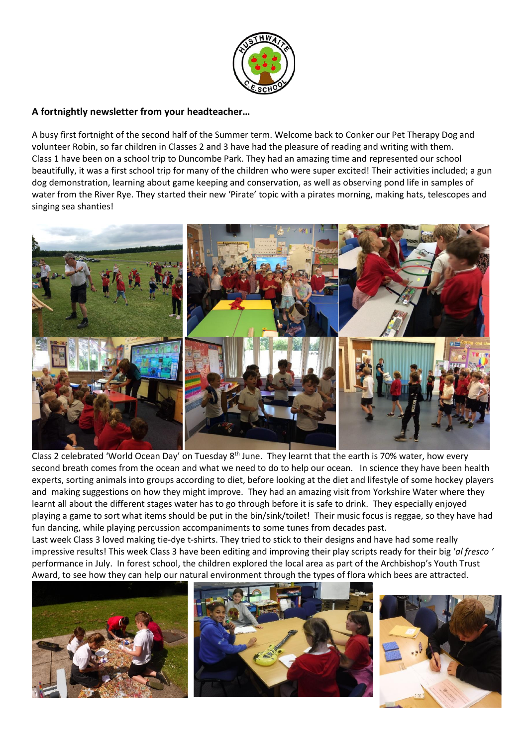**A fortnightly newsletter from your headteacher…**

A busy first fortnight of the second half of the Summer term. Welcome back to Conker our Pet Therapy Dog and volunteer Robin, so far children in Classes 2 and 3 have had the pleasure of reading and writing with them. Class 1 have been on a school trip to Duncombe Park. They had an amazing time and represented our school beautifully, it was a first school trip for many of the children who were super excited! Their activities included; a gun dog demonstration, learning about game keeping and conservation, as well as observing pond life in samples of water from the River Rye. They started their new 'Pirate' topic with a pirates morning, making hats, telescopes and singing sea shanties!

Class 2 celebrated 'World Ocean Day' on Tuesday 8th June. They learnt that the earth is 70% water, how every second breath comes from the ocean and what we need to do to help our ocean. In science they have been health experts, sorting animals into groups according to diet, before looking at the diet and lifestyle of some hockey players and making suggestions on how they might improve. They had an amazing visit from Yorkshire Water where they learnt all about the different stages water has to go through before it is safe to drink. They especially enjoyed playing a game to sort what items should be put in the bin/sink/toilet! Their music focus is reggae, so they have had fun dancing, while playing percussion accompaniments to some tunes from decades past.

Last week Class 3 loved making tie-dye t-shirts. They tried to stick to their designs and have had some really impressive results! This week Class 3 have been editing and improving their play scripts ready for their big '*al fresco* ' performance in July. In forest school, the children explored the local area as part of the Archbishop's Youth Trust Award, to see how they can help our natural environment through the types of flora which bees are attracted.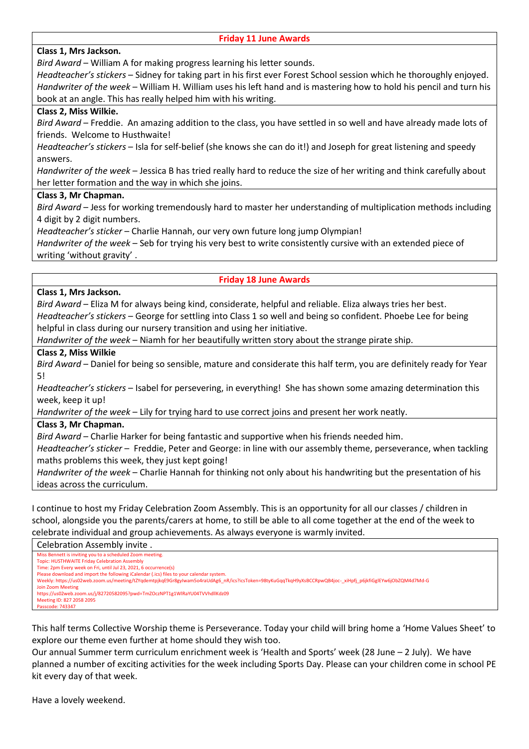## Friday 11 June Awards

**Class 1, Mrs Jackson.**

*Bird Award* – William A for making progress learning his letter sounds.

*Headteacher's stickers* – Sidney for taking part in his first ever Forest School session which he thoroughly enjoyed.

*Handwriter of the week* – William H. William uses his left hand and is mastering how to hold his pencil and turn his book at an angle. This has really helped him with his writing.

**Class 2, Miss Wilkie.**

*Bird Award* – Freddie. An amazing addition to the class, you have settled in so well and have already made lots of friends. Welcome to Husthwaite!

*Headteacher's stickers* – Isla for self-belief (she knows she can do it!) and Joseph for great listening and speedy answers.

*Handwriter of the week* – Jessica B has tried really hard to reduce the size of her writing and think carefully about her letter formation and the way in which she joins.

**Class 3, Mr Chapman.**

*Bird Award* – Jess for working tremendously hard to master her understanding of multiplication methods including 4 digit by 2 digit numbers.

*Headteacher's sticker* – Charlie Hannah, our very own future long jump Olympian!

*Handwriter of the week* – Seb for trying his very best to write consistently cursive with an extended piece of writing 'without gravity' .

## Friday 18 June Awards

**Class 1, Mrs Jackson.**

*Bird Award* – Eliza M for always being kind, considerate, helpful and reliable. Eliza always tries her best.

*Headteacher's stickers* – George for settling into Class 1 so well and being so confident. Phoebe Lee for being helpful in class during our nursery transition and using her initiative.

*Handwriter of the week* – Niamh for her beautifully written story about the strange pirate ship.

**Class 2, Miss Wilkie**

*Bird Award* – Daniel for being so sensible, mature and considerate this half term, you are definitely ready for Year 5!

*Headteacher's stickers* – Isabel for persevering, in everything! She has shown some amazing determination this week, keep it up!

*Handwriter of the week* – Lily for trying hard to use correct joins and present her work neatly.

**Class 3, Mr Chapman.**

*Bird Award* – Charlie Harker for being fantastic and supportive when his friends needed him.

*Headteacher's sticker* – Freddie, Peter and George: in line with our assembly theme, perseverance, when tackling maths problems this week, they just kept going!

*Handwriter of the week* – Charlie Hannah for thinking not only about his handwriting but the presentation of his ideas across the curriculum.

I continue to host my Friday Celebration Zoom Assembly. This is an opportunity for all our classes / children in school, alongside you the parents/carers at home, to still be able to all come together at the end of the week to celebrate individual and group achievements. As always everyone is warmly invited.

**Celebration Assembly invite .**

Miss Bennett is inviting you to a scheduled Zoom meeting.
Topic: HUSTHWAITE Friday Celebration Assembly
Time: 2pm Every week on Fri, until Jul 23, 2021, 6 occurrence(s)
Please download and import the following iCalendar (.ics) files to your calendar system.
Weekly: https://us02web.zoom.us/meeting/tZYqdemtpjkqE9Gr8gylwam5o4raUdAg6_nR/ics?icsToken=98tyKuGqqTkqH9yXsBCCRpwQB4joc-_xiHpfj_p6jkfiGglEYw6jObZQM4d7Md-G
Join Zoom Meeting
https://us02web.zoom.us/j/82720582095?pwd=TmZOczNPT1g1WlRaYU04TVVhdllKdz09
Meeting ID: 827 2058 2095
Passcode: 743347

This half terms Collective Worship theme is Perseverance. Today your child will bring home a 'Home Values Sheet' to explore our theme even further at home should they wish too.

Our annual Summer term curriculum enrichment week is 'Health and Sports' week (28 June – 2 July). We have planned a number of exciting activities for the week including Sports Day. Please can your children come in school PE kit every day of that week.

Have a lovely weekend.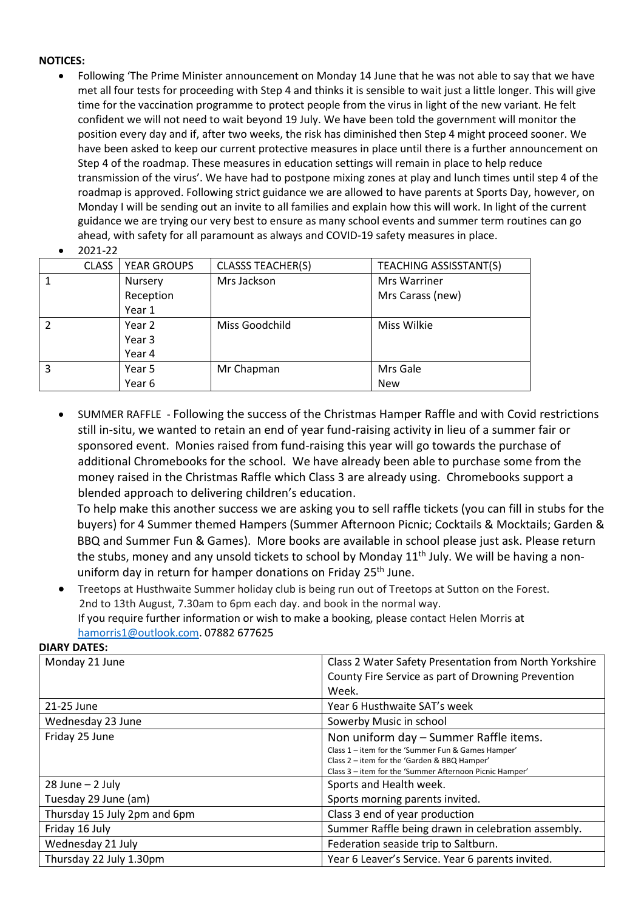**NOTICES:**

- Following 'The Prime Minister announcement on Monday 14 June that he was not able to say that we have met all four tests for proceeding with Step 4 and thinks it is sensible to wait just a little longer. This will give time for the vaccination programme to protect people from the virus in light of the new variant. He felt confident we will not need to wait beyond 19 July. We have been told the government will monitor the position every day and if, after two weeks, the risk has diminished then Step 4 might proceed sooner. We have been asked to keep our current protective measures in place until there is a further announcement on Step 4 of the roadmap. These measures in education settings will remain in place to help reduce transmission of the virus'. We have had to postpone mixing zones at play and lunch times until step 4 of the roadmap is approved. Following strict guidance we are allowed to have parents at Sports Day, however, on Monday I will be sending out an invite to all families and explain how this will work. In light of the current guidance we are trying our very best to ensure as many school events and summer term routines can go ahead, with safety for all paramount as always and COVID-19 safety measures in place.
- 2021-22

| CLASS | YEAR GROUPS | CLASSS TEACHER(S) | TEACHING ASSISSTANT(S) |
|---|---|---|---|
| 1 | Nursery<br>Reception<br>Year 1 | Mrs Jackson | Mrs Warriner<br>Mrs Carass (new) |
| 2 | Year 2<br>Year 3<br>Year 4 | Miss Goodchild | Miss Wilkie |
| 3 | Year 5<br>Year 6 | Mr Chapman | Mrs Gale<br>New |

- SUMMER RAFFLE - Following the success of the Christmas Hamper Raffle and with Covid restrictions still in-situ, we wanted to retain an end of year fund-raising activity in lieu of a summer fair or sponsored event. Monies raised from fund-raising this year will go towards the purchase of additional Chromebooks for the school. We have already been able to purchase some from the money raised in the Christmas Raffle which Class 3 are already using. Chromebooks support a blended approach to delivering children's education.
  To help make this another success we are asking you to sell raffle tickets (you can fill in stubs for the buyers) for 4 Summer themed Hampers (Summer Afternoon Picnic; Cocktails & Mocktails; Garden & BBQ and Summer Fun & Games). More books are available in school please just ask. Please return the stubs, money and any unsold tickets to school by Monday 11th July. We will be having a non-uniform day in return for hamper donations on Friday 25th June.
- Treetops at Husthwaite Summer holiday club is being run out of Treetops at Sutton on the Forest. 2nd to 13th August, 7.30am to 6pm each day. and book in the normal way.
  If you require further information or wish to make a booking, please contact Helen Morris at hamorris1@outlook.com. 07882 677625

**DIARY DATES:**

| | |
|---|---|
| Monday 21 June | Class 2 Water Safety Presentation from North Yorkshire County Fire Service as part of Drowning Prevention Week. |
| 21-25 June | Year 6 Husthwaite SAT's week |
| Wednesday 23 June | Sowerby Music in school |
| Friday 25 June | Non uniform day – Summer Raffle items.<br>Class 1 – item for the 'Summer Fun & Games Hamper'<br>Class 2 – item for the 'Garden & BBQ Hamper'<br>Class 3 – item for the 'Summer Afternoon Picnic Hamper' |
| 28 June – 2 July<br>Tuesday 29 June (am) | Sports and Health week.<br>Sports morning parents invited. |
| Thursday 15 July 2pm and 6pm | Class 3 end of year production |
| Friday 16 July | Summer Raffle being drawn in celebration assembly. |
| Wednesday 21 July | Federation seaside trip to Saltburn. |
| Thursday 22 July 1.30pm | Year 6 Leaver's Service. Year 6 parents invited. |